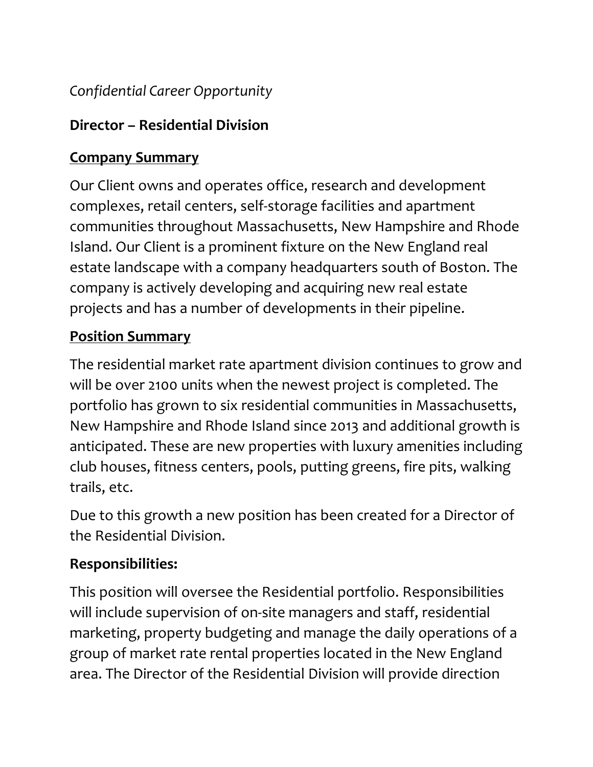*Confidential Career Opportunity*

## Director – Residential Division

### Company Summary

Our Client owns and operates office, research and development complexes, retail centers, self-storage facilities and apartment communities throughout Massachusetts, New Hampshire and Rhode Island. Our Client is a prominent fixture on the New England real estate landscape with a company headquarters south of Boston. The company is actively developing and acquiring new real estate projects and has a number of developments in their pipeline.

### Position Summary

The residential market rate apartment division continues to grow and will be over 2100 units when the newest project is completed. The portfolio has grown to six residential communities in Massachusetts, New Hampshire and Rhode Island since 2013 and additional growth is anticipated. These are new properties with luxury amenities including club houses, fitness centers, pools, putting greens, fire pits, walking trails, etc.

Due to this growth a new position has been created for a Director of the Residential Division.

### Responsibilities:

This position will oversee the Residential portfolio. Responsibilities will include supervision of on-site managers and staff, residential marketing, property budgeting and manage the daily operations of a group of market rate rental properties located in the New England area. The Director of the Residential Division will provide direction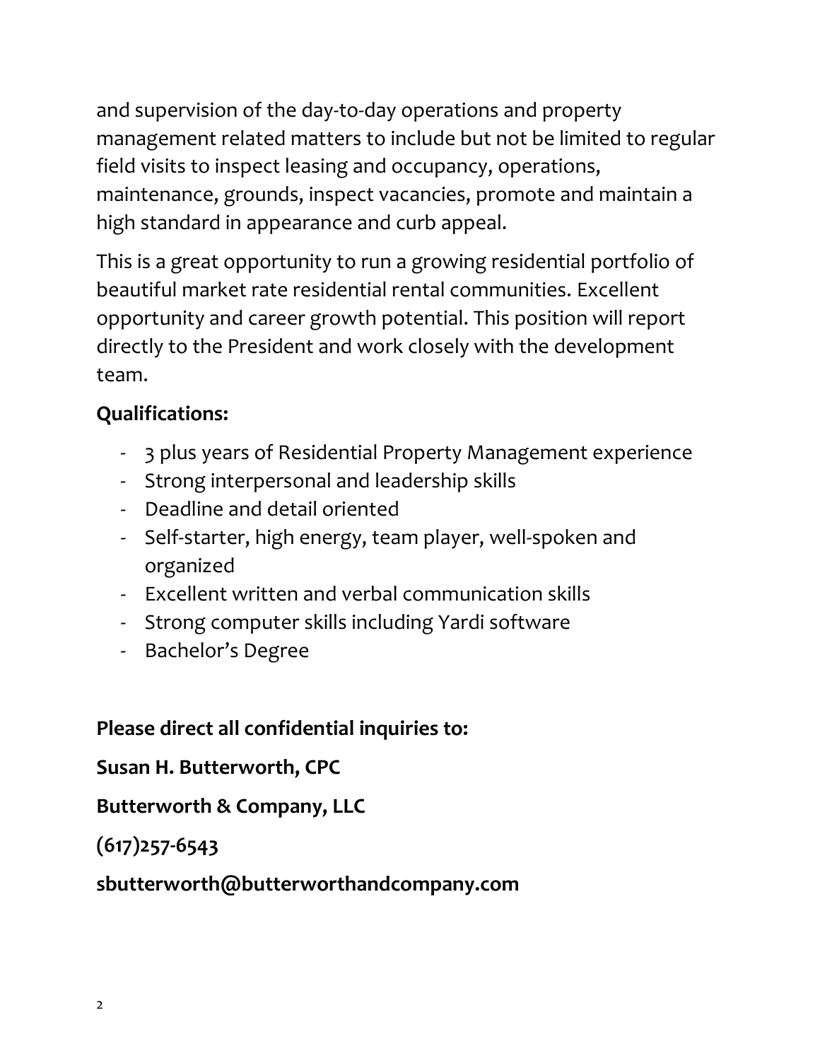and supervision of the day-to-day operations and property management related matters to include but not be limited to regular field visits to inspect leasing and occupancy, operations, maintenance, grounds, inspect vacancies, promote and maintain a high standard in appearance and curb appeal.

This is a great opportunity to run a growing residential portfolio of beautiful market rate residential rental communities. Excellent opportunity and career growth potential. This position will report directly to the President and work closely with the development team.

**Qualifications:**

- 3 plus years of Residential Property Management experience
- Strong interpersonal and leadership skills
- Deadline and detail oriented
- Self-starter, high energy, team player, well-spoken and organized
- Excellent written and verbal communication skills
- Strong computer skills including Yardi software
- Bachelor's Degree

**Please direct all confidential inquiries to:**

**Susan H. Butterworth, CPC**

**Butterworth & Company, LLC**

**(617)257-6543**

**sbutterworth@butterworthandcompany.com**